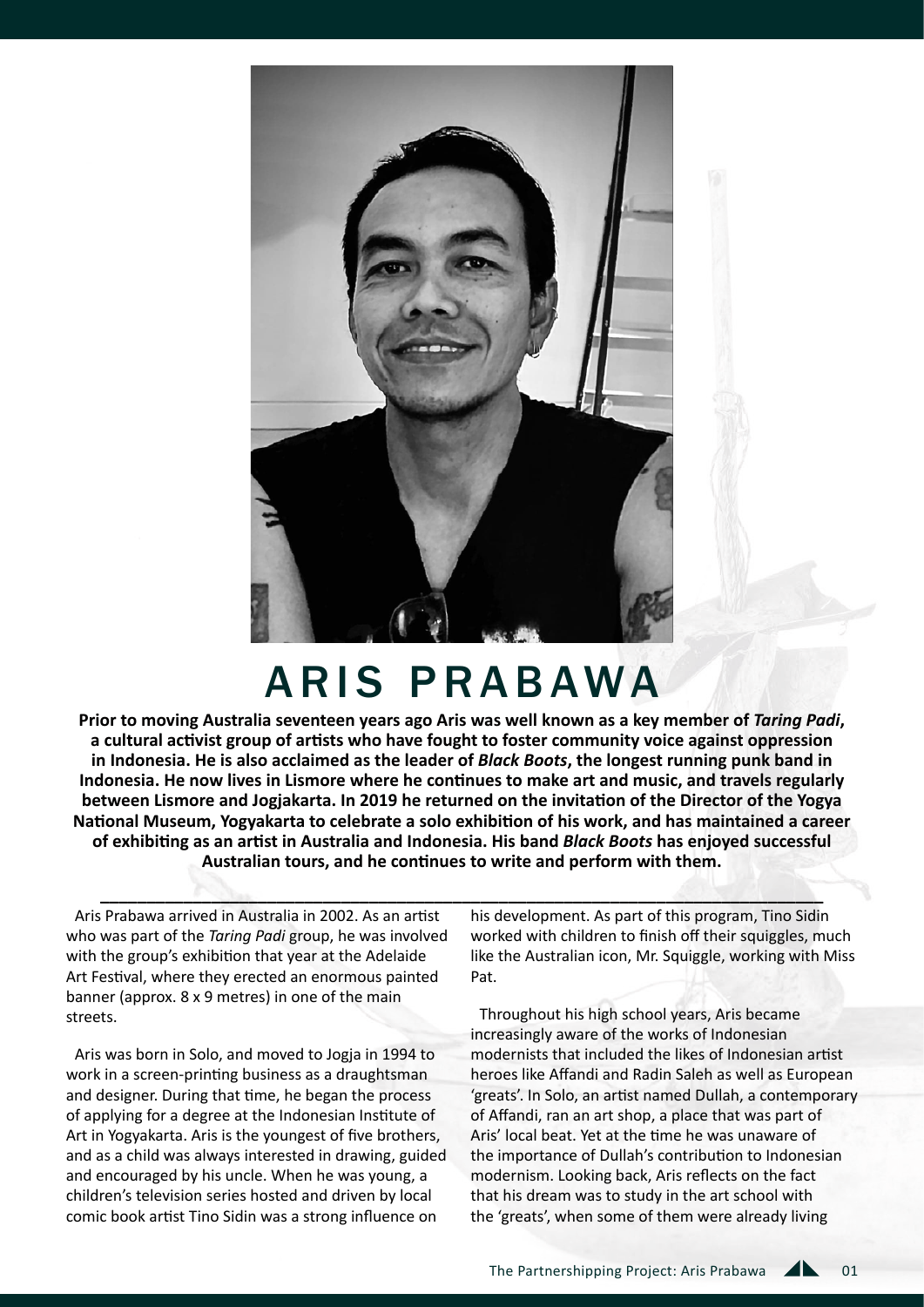# ARIS PRABAWA

**Prior to moving Australia seventeen years ago Aris was well known as a key member of *Taring Padi*, a cultural activist group of artists who have fought to foster community voice against oppression in Indonesia. He is also acclaimed as the leader of *Black Boots*, the longest running punk band in Indonesia. He now lives in Lismore where he continues to make art and music, and travels regularly between Lismore and Jogjakarta. In 2019 he returned on the invitation of the Director of the Yogya National Museum, Yogyakarta to celebrate a solo exhibition of his work, and has maintained a career of exhibiting as an artist in Australia and Indonesia. His band *Black Boots* has enjoyed successful Australian tours, and he continues to write and perform with them.**

---

Aris Prabawa arrived in Australia in 2002. As an artist who was part of the *Taring Padi* group, he was involved with the group's exhibition that year at the Adelaide Art Festival, where they erected an enormous painted banner (approx. 8 x 9 metres) in one of the main streets.

Aris was born in Solo, and moved to Jogja in 1994 to work in a screen-printing business as a draughtsman and designer. During that time, he began the process of applying for a degree at the Indonesian Institute of Art in Yogyakarta. Aris is the youngest of five brothers, and as a child was always interested in drawing, guided and encouraged by his uncle. When he was young, a children's television series hosted and driven by local comic book artist Tino Sidin was a strong influence on his development. As part of this program, Tino Sidin worked with children to finish off their squiggles, much like the Australian icon, Mr. Squiggle, working with Miss Pat.

Throughout his high school years, Aris became increasingly aware of the works of Indonesian modernists that included the likes of Indonesian artist heroes like Affandi and Radin Saleh as well as European 'greats'. In Solo, an artist named Dullah, a contemporary of Affandi, ran an art shop, a place that was part of Aris' local beat. Yet at the time he was unaware of the importance of Dullah's contribution to Indonesian modernism. Looking back, Aris reflects on the fact that his dream was to study in the art school with the 'greats', when some of them were already living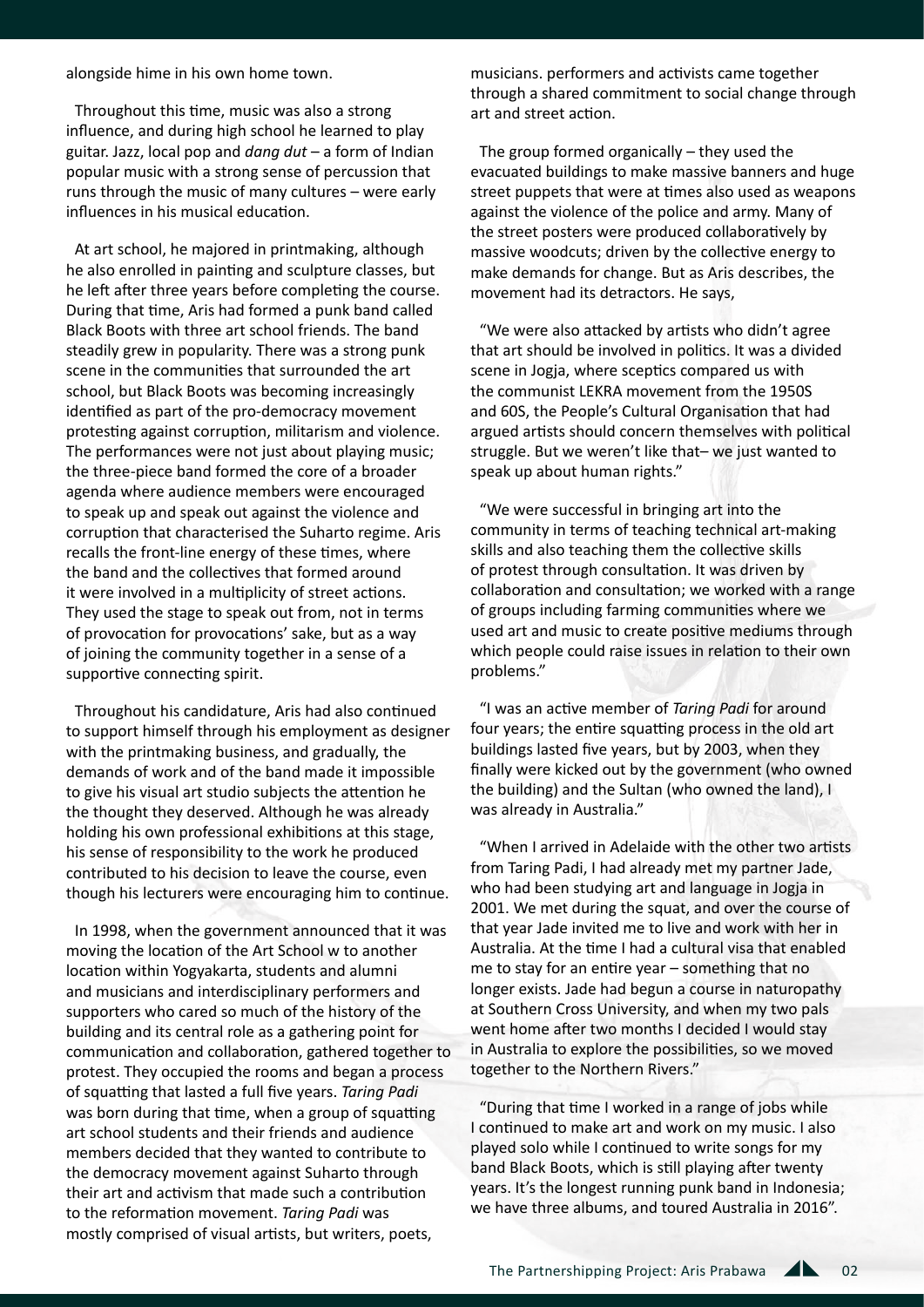alongside hime in his own home town.

Throughout this time, music was also a strong influence, and during high school he learned to play guitar. Jazz, local pop and *dang dut* – a form of Indian popular music with a strong sense of percussion that runs through the music of many cultures – were early influences in his musical education.

At art school, he majored in printmaking, although he also enrolled in painting and sculpture classes, but he left after three years before completing the course. During that time, Aris had formed a punk band called Black Boots with three art school friends. The band steadily grew in popularity. There was a strong punk scene in the communities that surrounded the art school, but Black Boots was becoming increasingly identified as part of the pro-democracy movement protesting against corruption, militarism and violence. The performances were not just about playing music; the three-piece band formed the core of a broader agenda where audience members were encouraged to speak up and speak out against the violence and corruption that characterised the Suharto regime. Aris recalls the front-line energy of these times, where the band and the collectives that formed around it were involved in a multiplicity of street actions. They used the stage to speak out from, not in terms of provocation for provocations' sake, but as a way of joining the community together in a sense of a supportive connecting spirit.

Throughout his candidature, Aris had also continued to support himself through his employment as designer with the printmaking business, and gradually, the demands of work and of the band made it impossible to give his visual art studio subjects the attention he the thought they deserved. Although he was already holding his own professional exhibitions at this stage, his sense of responsibility to the work he produced contributed to his decision to leave the course, even though his lecturers were encouraging him to continue.

In 1998, when the government announced that it was moving the location of the Art School w to another location within Yogyakarta, students and alumni and musicians and interdisciplinary performers and supporters who cared so much of the history of the building and its central role as a gathering point for communication and collaboration, gathered together to protest. They occupied the rooms and began a process of squatting that lasted a full five years. *Taring Padi* was born during that time, when a group of squatting art school students and their friends and audience members decided that they wanted to contribute to the democracy movement against Suharto through their art and activism that made such a contribution to the reformation movement. *Taring Padi* was mostly comprised of visual artists, but writers, poets, musicians. performers and activists came together through a shared commitment to social change through art and street action.

The group formed organically – they used the evacuated buildings to make massive banners and huge street puppets that were at times also used as weapons against the violence of the police and army. Many of the street posters were produced collaboratively by massive woodcuts; driven by the collective energy to make demands for change. But as Aris describes, the movement had its detractors. He says,

"We were also attacked by artists who didn't agree that art should be involved in politics. It was a divided scene in Jogja, where sceptics compared us with the communist LEKRA movement from the 1950S and 60S, the People's Cultural Organisation that had argued artists should concern themselves with political struggle. But we weren't like that– we just wanted to speak up about human rights."

"We were successful in bringing art into the community in terms of teaching technical art-making skills and also teaching them the collective skills of protest through consultation. It was driven by collaboration and consultation; we worked with a range of groups including farming communities where we used art and music to create positive mediums through which people could raise issues in relation to their own problems."

"I was an active member of *Taring Padi* for around four years; the entire squatting process in the old art buildings lasted five years, but by 2003, when they finally were kicked out by the government (who owned the building) and the Sultan (who owned the land), I was already in Australia."

"When I arrived in Adelaide with the other two artists from Taring Padi, I had already met my partner Jade, who had been studying art and language in Jogja in 2001. We met during the squat, and over the course of that year Jade invited me to live and work with her in Australia. At the time I had a cultural visa that enabled me to stay for an entire year – something that no longer exists. Jade had begun a course in naturopathy at Southern Cross University, and when my two pals went home after two months I decided I would stay in Australia to explore the possibilities, so we moved together to the Northern Rivers."

"During that time I worked in a range of jobs while I continued to make art and work on my music. I also played solo while I continued to write songs for my band Black Boots, which is still playing after twenty years. It's the longest running punk band in Indonesia; we have three albums, and toured Australia in 2016".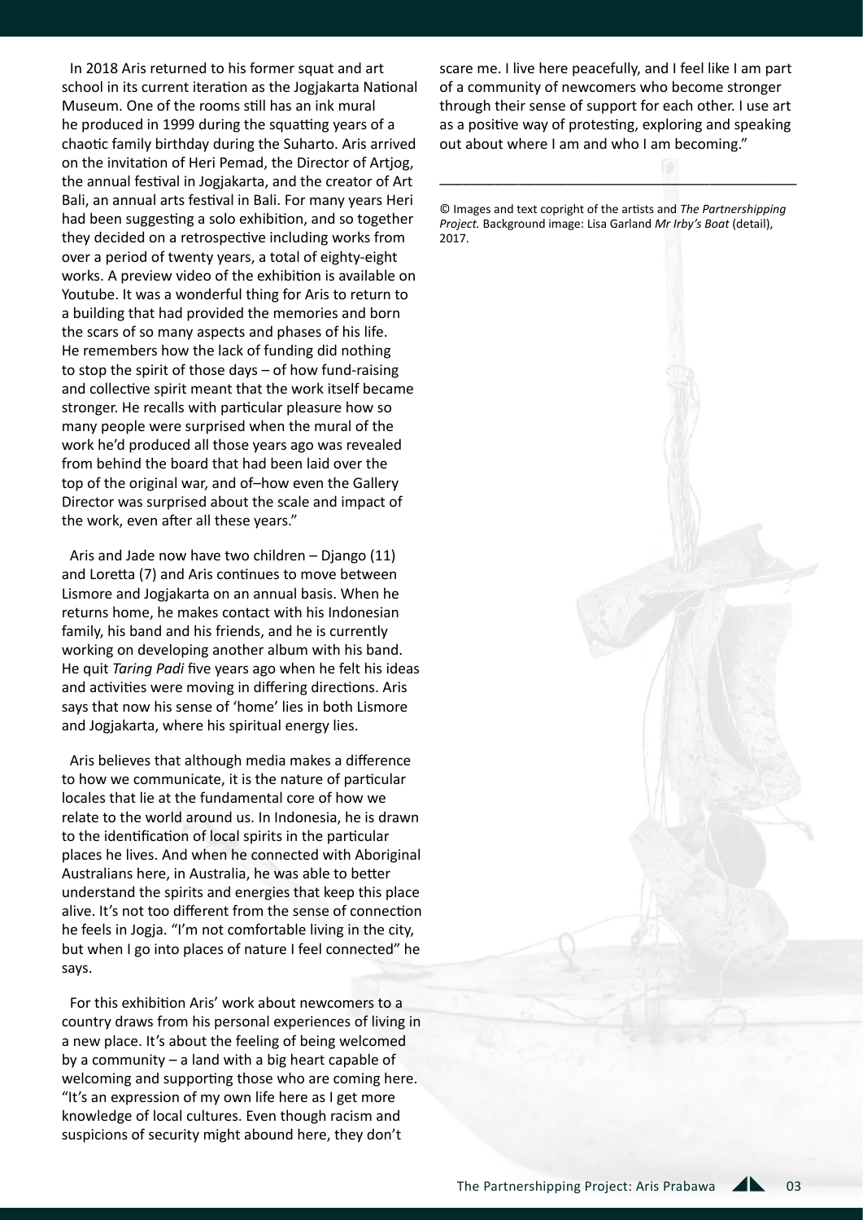In 2018 Aris returned to his former squat and art school in its current iteration as the Jogjakarta National Museum. One of the rooms still has an ink mural he produced in 1999 during the squatting years of a chaotic family birthday during the Suharto. Aris arrived on the invitation of Heri Pemad, the Director of Artjog, the annual festival in Jogjakarta, and the creator of Art Bali, an annual arts festival in Bali. For many years Heri had been suggesting a solo exhibition, and so together they decided on a retrospective including works from over a period of twenty years, a total of eighty-eight works. A preview video of the exhibition is available on Youtube. It was a wonderful thing for Aris to return to a building that had provided the memories and born the scars of so many aspects and phases of his life. He remembers how the lack of funding did nothing to stop the spirit of those days – of how fund-raising and collective spirit meant that the work itself became stronger. He recalls with particular pleasure how so many people were surprised when the mural of the work he'd produced all those years ago was revealed from behind the board that had been laid over the top of the original war, and of–how even the Gallery Director was surprised about the scale and impact of the work, even after all these years."

Aris and Jade now have two children – Django (11) and Loretta (7) and Aris continues to move between Lismore and Jogjakarta on an annual basis. When he returns home, he makes contact with his Indonesian family, his band and his friends, and he is currently working on developing another album with his band. He quit *Taring Padi* five years ago when he felt his ideas and activities were moving in differing directions. Aris says that now his sense of 'home' lies in both Lismore and Jogjakarta, where his spiritual energy lies.

Aris believes that although media makes a difference to how we communicate, it is the nature of particular locales that lie at the fundamental core of how we relate to the world around us. In Indonesia, he is drawn to the identification of local spirits in the particular places he lives. And when he connected with Aboriginal Australians here, in Australia, he was able to better understand the spirits and energies that keep this place alive. It's not too different from the sense of connection he feels in Jogja. "I'm not comfortable living in the city, but when I go into places of nature I feel connected" he says.

For this exhibition Aris' work about newcomers to a country draws from his personal experiences of living in a new place. It's about the feeling of being welcomed by a community – a land with a big heart capable of welcoming and supporting those who are coming here. "It's an expression of my own life here as I get more knowledge of local cultures. Even though racism and suspicions of security might abound here, they don't scare me. I live here peacefully, and I feel like I am part of a community of newcomers who become stronger through their sense of support for each other. I use art as a positive way of protesting, exploring and speaking out about where I am and who I am becoming."

---

© Images and text copright of the artists and *The Partnershipping Project.* Background image: Lisa Garland *Mr Irby's Boat* (detail), 2017.